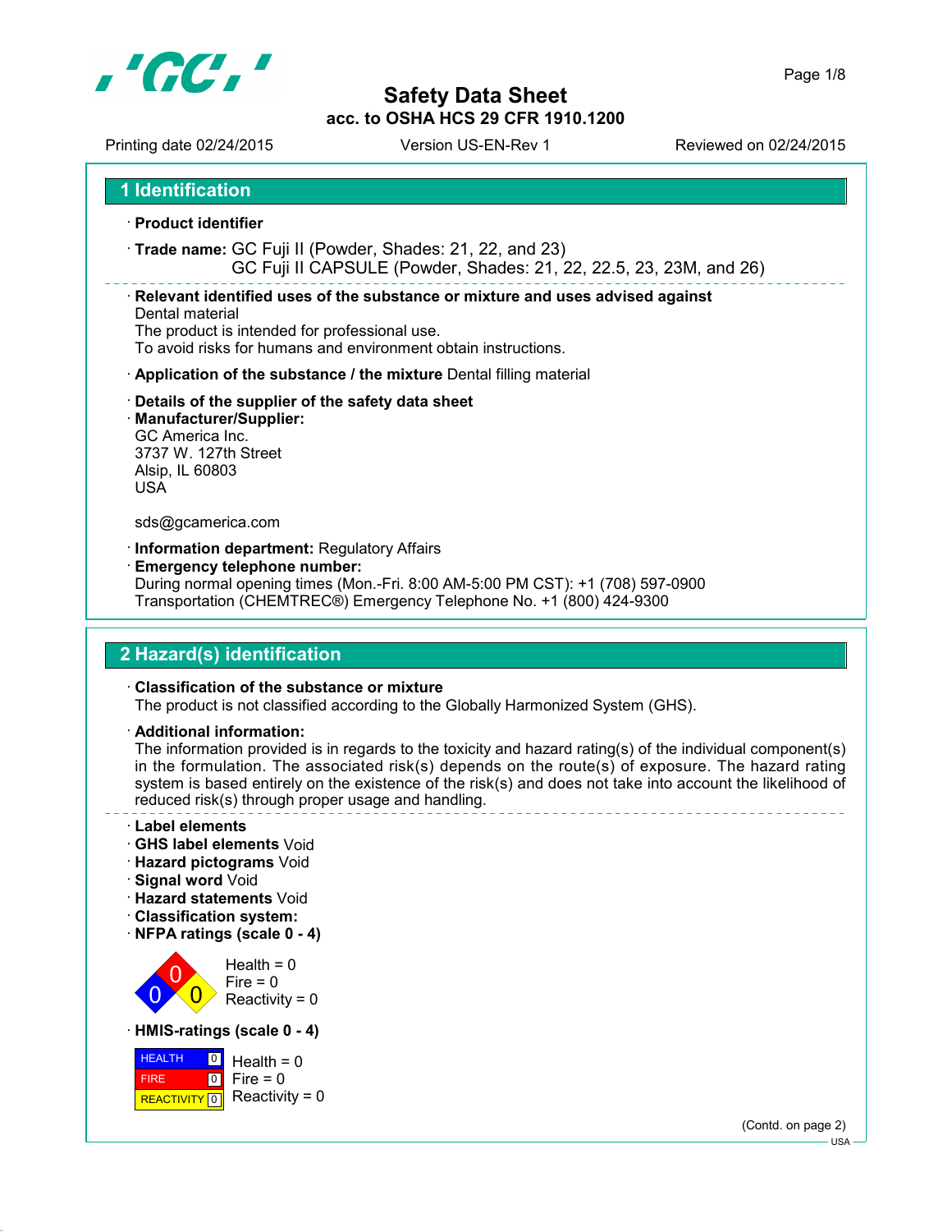# Safety Data Sheet
**acc. to OSHA HCS 29 CFR 1910.1200**

Printing date 02/24/2015 | Version US-EN-Rev 1 | Reviewed on 02/24/2015

## 1 Identification

· **Product identifier**

· **Trade name:** GC Fuji II (Powder, Shades: 21, 22, and 23)
GC Fuji II CAPSULE (Powder, Shades: 21, 22, 22.5, 23, 23M, and 26)

· **Relevant identified uses of the substance or mixture and uses advised against**
Dental material
The product is intended for professional use.
To avoid risks for humans and environment obtain instructions.

· **Application of the substance / the mixture** Dental filling material

· **Details of the supplier of the safety data sheet**
· **Manufacturer/Supplier:**
GC America Inc.
3737 W. 127th Street
Alsip, IL 60803
USA

sds@gcamerica.com

· **Information department:** Regulatory Affairs
· **Emergency telephone number:**
During normal opening times (Mon.-Fri. 8:00 AM-5:00 PM CST): +1 (708) 597-0900
Transportation (CHEMTREC®) Emergency Telephone No. +1 (800) 424-9300

## 2 Hazard(s) identification

· **Classification of the substance or mixture**
The product is not classified according to the Globally Harmonized System (GHS).

· **Additional information:**
The information provided is in regards to the toxicity and hazard rating(s) of the individual component(s) in the formulation. The associated risk(s) depends on the route(s) of exposure. The hazard rating system is based entirely on the existence of the risk(s) and does not take into account the likelihood of reduced risk(s) through proper usage and handling.

· **Label elements**
· **GHS label elements** Void
· **Hazard pictograms** Void
· **Signal word** Void
· **Hazard statements** Void
· **Classification system:**
· **NFPA ratings (scale 0 - 4)**

Health = 0
Fire = 0
Reactivity = 0

· **HMIS-ratings (scale 0 - 4)**

| | |
|---|---|
| HEALTH | 0 |
| FIRE | 0 |
| REACTIVITY | 0 |

Health = 0
Fire = 0
Reactivity = 0

(Contd. on page 2)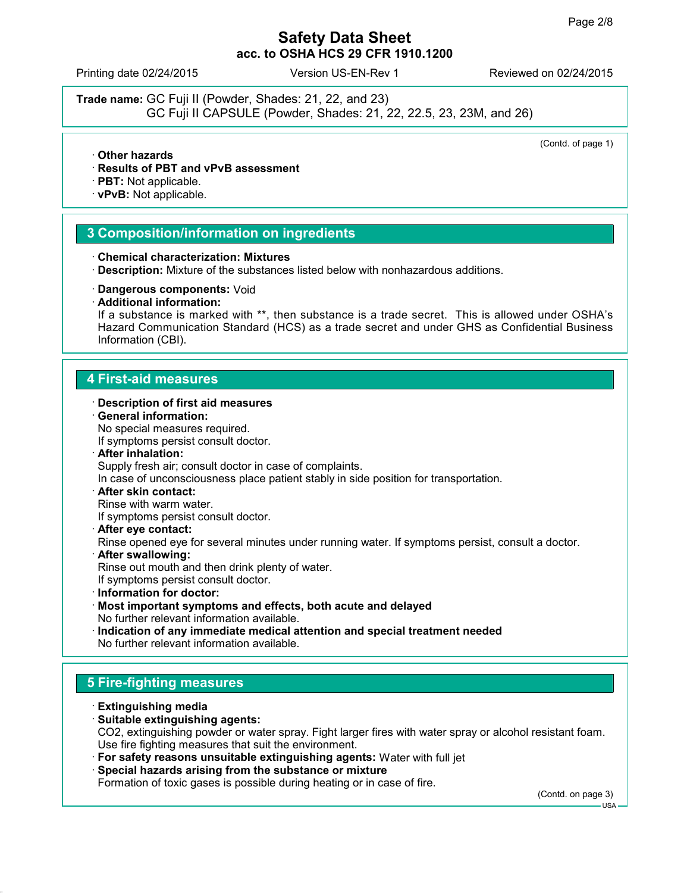**Trade name:** GC Fuji II (Powder, Shades: 21, 22, and 23)
GC Fuji II CAPSULE (Powder, Shades: 21, 22, 22.5, 23, 23M, and 26)

(Contd. of page 1)

· **Other hazards**
· **Results of PBT and vPvB assessment**
· **PBT:** Not applicable.
· **vPvB:** Not applicable.

## 3 Composition/information on ingredients

· **Chemical characterization: Mixtures**
· **Description:** Mixture of the substances listed below with nonhazardous additions.

· **Dangerous components:** Void
· **Additional information:**
If a substance is marked with **, then substance is a trade secret. This is allowed under OSHA's Hazard Communication Standard (HCS) as a trade secret and under GHS as Confidential Business Information (CBI).

## 4 First-aid measures

· **Description of first aid measures**
· **General information:**
No special measures required.
If symptoms persist consult doctor.
· **After inhalation:**
Supply fresh air; consult doctor in case of complaints.
In case of unconsciousness place patient stably in side position for transportation.
· **After skin contact:**
Rinse with warm water.
If symptoms persist consult doctor.
· **After eye contact:**
Rinse opened eye for several minutes under running water. If symptoms persist, consult a doctor.
· **After swallowing:**
Rinse out mouth and then drink plenty of water.
If symptoms persist consult doctor.
· **Information for doctor:**
· **Most important symptoms and effects, both acute and delayed**
No further relevant information available.
· **Indication of any immediate medical attention and special treatment needed**
No further relevant information available.

## 5 Fire-fighting measures

· **Extinguishing media**
· **Suitable extinguishing agents:**
$CO_2$, extinguishing powder or water spray. Fight larger fires with water spray or alcohol resistant foam.
Use fire fighting measures that suit the environment.
· **For safety reasons unsuitable extinguishing agents:** Water with full jet
· **Special hazards arising from the substance or mixture**
Formation of toxic gases is possible during heating or in case of fire.

(Contd. on page 3)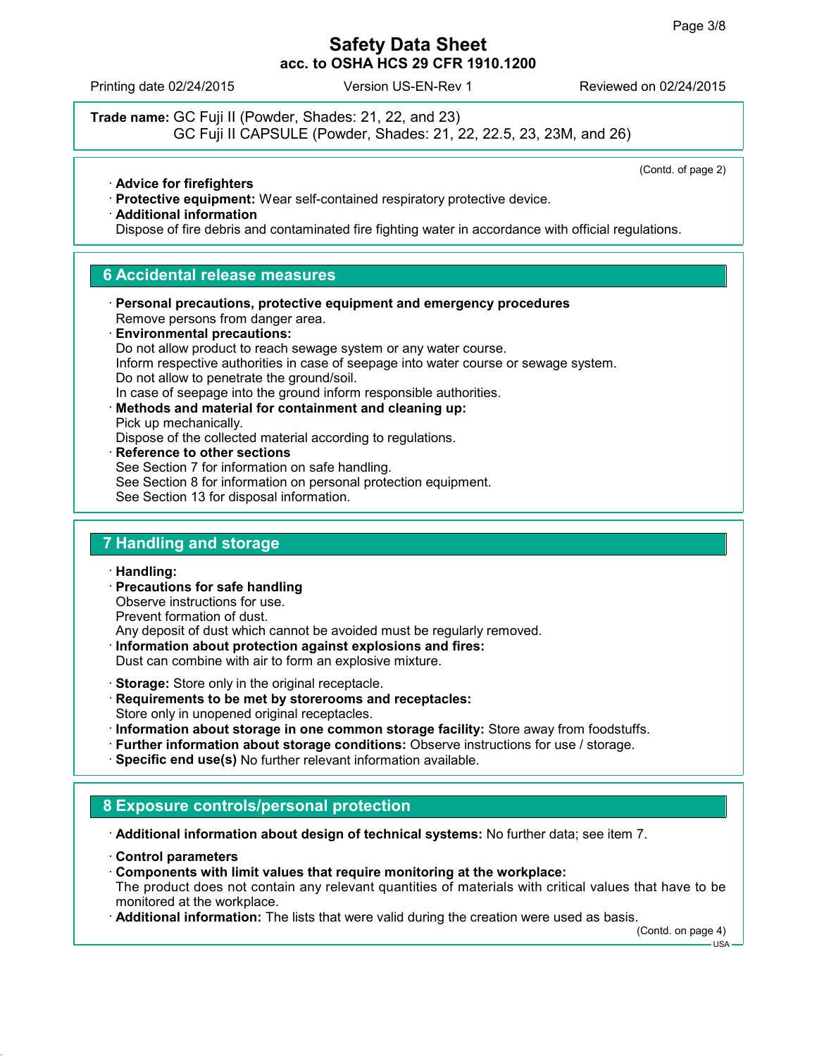**Trade name:** GC Fuji II (Powder, Shades: 21, 22, and 23)
GC Fuji II CAPSULE (Powder, Shades: 21, 22, 22.5, 23, 23M, and 26)

(Contd. of page 2)

- **Advice for firefighters**
- **Protective equipment:** Wear self-contained respiratory protective device.
- **Additional information**
  Dispose of fire debris and contaminated fire fighting water in accordance with official regulations.

## 6 Accidental release measures

- **Personal precautions, protective equipment and emergency procedures**
  Remove persons from danger area.
- **Environmental precautions:**
  Do not allow product to reach sewage system or any water course.
  Inform respective authorities in case of seepage into water course or sewage system.
  Do not allow to penetrate the ground/soil.
  In case of seepage into the ground inform responsible authorities.
- **Methods and material for containment and cleaning up:**
  Pick up mechanically.
  Dispose of the collected material according to regulations.
- **Reference to other sections**
  See Section 7 for information on safe handling.
  See Section 8 for information on personal protection equipment.
  See Section 13 for disposal information.

## 7 Handling and storage

- **Handling:**
- **Precautions for safe handling**
  Observe instructions for use.
  Prevent formation of dust.
  Any deposit of dust which cannot be avoided must be regularly removed.
- **Information about protection against explosions and fires:**
  Dust can combine with air to form an explosive mixture.

- **Storage:** Store only in the original receptacle.
- **Requirements to be met by storerooms and receptacles:**
  Store only in unopened original receptacles.
- **Information about storage in one common storage facility:** Store away from foodstuffs.
- **Further information about storage conditions:** Observe instructions for use / storage.
- **Specific end use(s)** No further relevant information available.

## 8 Exposure controls/personal protection

- **Additional information about design of technical systems:** No further data; see item 7.

- **Control parameters**
- **Components with limit values that require monitoring at the workplace:**
  The product does not contain any relevant quantities of materials with critical values that have to be monitored at the workplace.
- **Additional information:** The lists that were valid during the creation were used as basis.

(Contd. on page 4)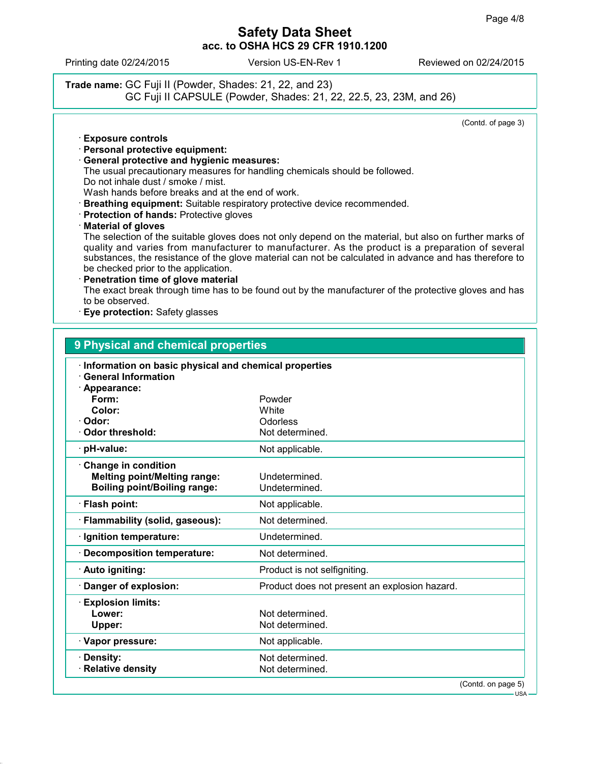**Trade name:** GC Fuji II (Powder, Shades: 21, 22, and 23)
GC Fuji II CAPSULE (Powder, Shades: 21, 22, 22.5, 23, 23M, and 26)

(Contd. of page 3)

· **Exposure controls**
· **Personal protective equipment:**
· **General protective and hygienic measures:**
The usual precautionary measures for handling chemicals should be followed.
Do not inhale dust / smoke / mist.
Wash hands before breaks and at the end of work.
· **Breathing equipment:** Suitable respiratory protective device recommended.
· **Protection of hands:** Protective gloves
· **Material of gloves**
The selection of the suitable gloves does not only depend on the material, but also on further marks of quality and varies from manufacturer to manufacturer. As the product is a preparation of several substances, the resistance of the glove material can not be calculated in advance and has therefore to be checked prior to the application.
· **Penetration time of glove material**
The exact break through time has to be found out by the manufacturer of the protective gloves and has to be observed.
· **Eye protection:** Safety glasses

## 9 Physical and chemical properties

· **Information on basic physical and chemical properties**
· **General Information**

| | |
|---|---|
| · **Appearance:** | |
| **Form:** | Powder |
| **Color:** | White |
| · **Odor:** | Odorless |
| · **Odor threshold:** | Not determined. |
| · **pH-value:** | Not applicable. |
| · **Change in condition** | |
| **Melting point/Melting range:** | Undetermined. |
| **Boiling point/Boiling range:** | Undetermined. |
| · **Flash point:** | Not applicable. |
| · **Flammability (solid, gaseous):** | Not determined. |
| · **Ignition temperature:** | Undetermined. |
| · **Decomposition temperature:** | Not determined. |
| · **Auto igniting:** | Product is not selfigniting. |
| · **Danger of explosion:** | Product does not present an explosion hazard. |
| · **Explosion limits:** | |
| **Lower:** | Not determined. |
| **Upper:** | Not determined. |
| · **Vapor pressure:** | Not applicable. |
| · **Density:** | Not determined. |
| · **Relative density** | Not determined. |

(Contd. on page 5)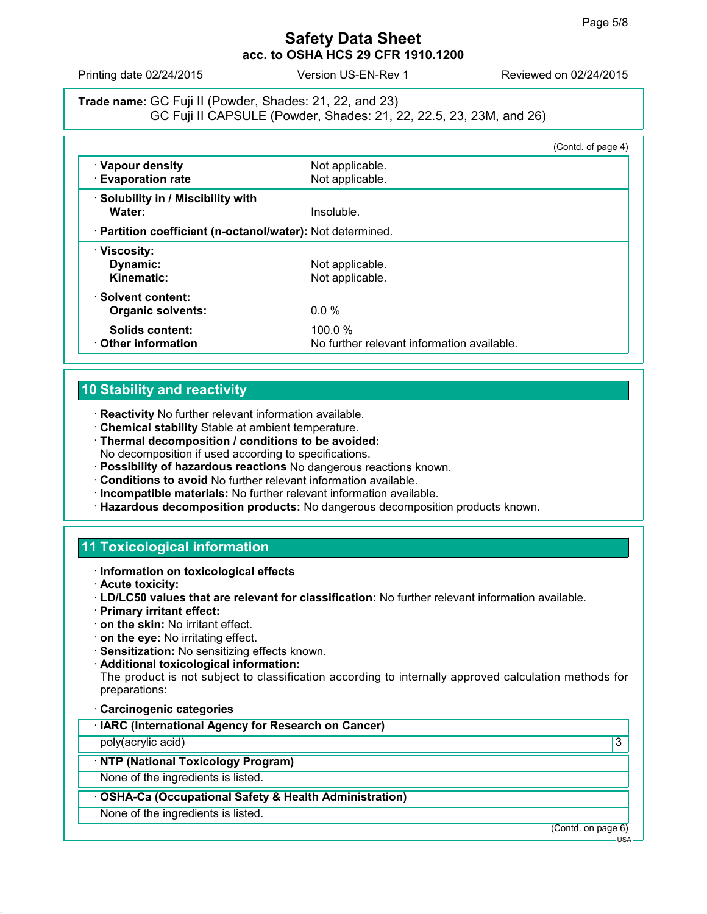Trade name: GC Fuji II (Powder, Shades: 21, 22, and 23)
GC Fuji II CAPSULE (Powder, Shades: 21, 22, 22.5, 23, 23M, and 26)

(Contd. of page 4)

| | |
|---|---|
| · **Vapour density** | Not applicable. |
| · **Evaporation rate** | Not applicable. |
| · **Solubility in / Miscibility with** | |
| **Water:** | Insoluble. |
| · **Partition coefficient (n-octanol/water):** | Not determined. |
| · **Viscosity:** | |
| **Dynamic:** | Not applicable. |
| **Kinematic:** | Not applicable. |
| · **Solvent content:** | |
| **Organic solvents:** | 0.0 % |
| **Solids content:** | 100.0 % |
| · **Other information** | No further relevant information available. |

## 10 Stability and reactivity

- · **Reactivity** No further relevant information available.
- · **Chemical stability** Stable at ambient temperature.
- · **Thermal decomposition / conditions to be avoided:**
  No decomposition if used according to specifications.
- · **Possibility of hazardous reactions** No dangerous reactions known.
- · **Conditions to avoid** No further relevant information available.
- · **Incompatible materials:** No further relevant information available.
- · **Hazardous decomposition products:** No dangerous decomposition products known.

## 11 Toxicological information

- · **Information on toxicological effects**
- · **Acute toxicity:**
- · **LD/LC50 values that are relevant for classification:** No further relevant information available.
- · **Primary irritant effect:**
- · **on the skin:** No irritant effect.
- · **on the eye:** No irritating effect.
- · **Sensitization:** No sensitizing effects known.
- · **Additional toxicological information:**
  The product is not subject to classification according to internally approved calculation methods for preparations:
- · **Carcinogenic categories**

| · **IARC (International Agency for Research on Cancer)** | |
|---|---|
| poly(acrylic acid) | 3 |

| · **NTP (National Toxicology Program)** |
|---|
| None of the ingredients is listed. |

| · **OSHA-Ca (Occupational Safety & Health Administration)** |
|---|
| None of the ingredients is listed. |

(Contd. on page 6)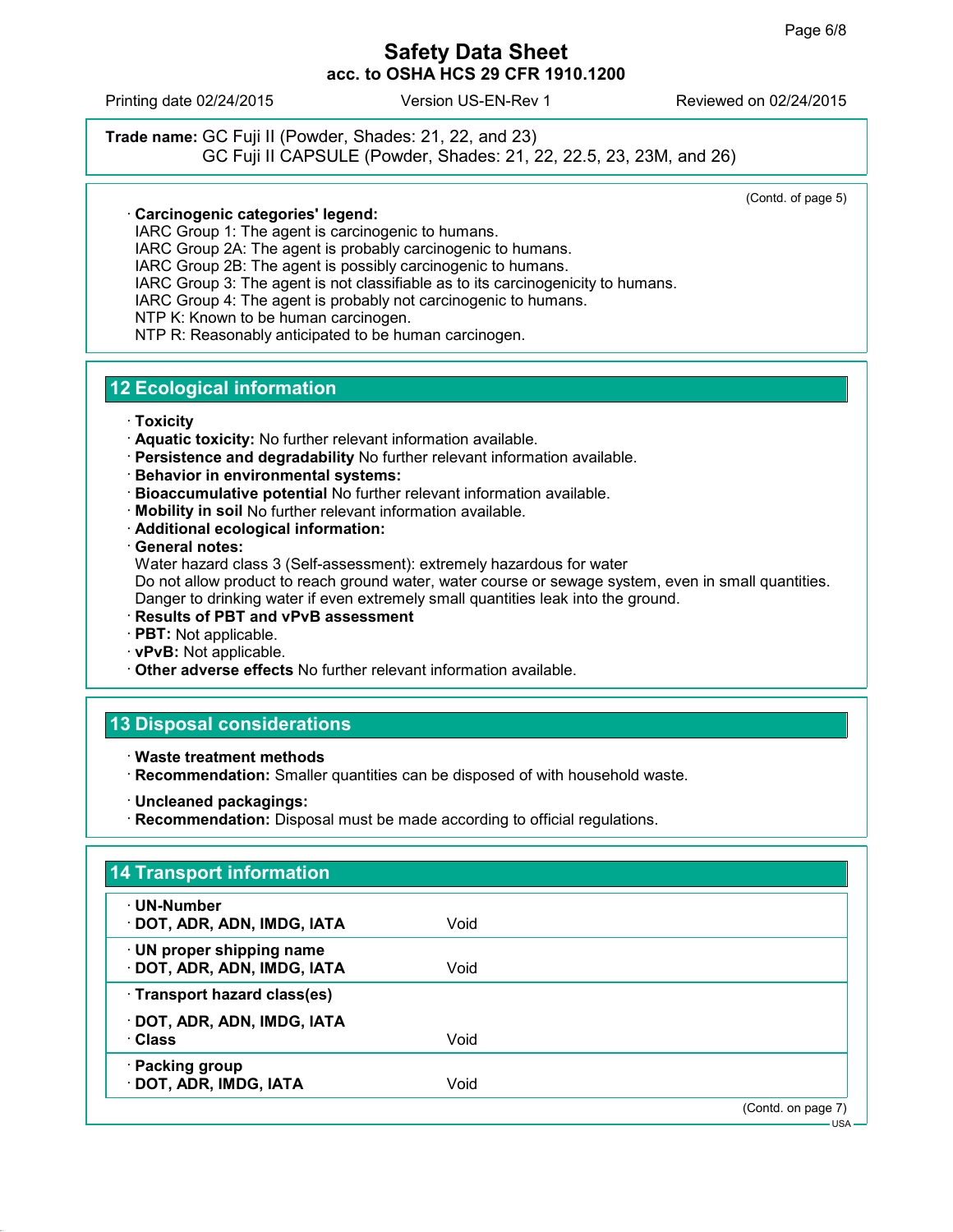**Trade name:** GC Fuji II (Powder, Shades: 21, 22, and 23)
GC Fuji II CAPSULE (Powder, Shades: 21, 22, 22.5, 23, 23M, and 26)

(Contd. of page 5)

· **Carcinogenic categories' legend:**
IARC Group 1: The agent is carcinogenic to humans.
IARC Group 2A: The agent is probably carcinogenic to humans.
IARC Group 2B: The agent is possibly carcinogenic to humans.
IARC Group 3: The agent is not classifiable as to its carcinogenicity to humans.
IARC Group 4: The agent is probably not carcinogenic to humans.
NTP K: Known to be human carcinogen.
NTP R: Reasonably anticipated to be human carcinogen.

## 12 Ecological information

· **Toxicity**
· **Aquatic toxicity:** No further relevant information available.
· **Persistence and degradability** No further relevant information available.
· **Behavior in environmental systems:**
· **Bioaccumulative potential** No further relevant information available.
· **Mobility in soil** No further relevant information available.
· **Additional ecological information:**
· **General notes:**
Water hazard class 3 (Self-assessment): extremely hazardous for water
Do not allow product to reach ground water, water course or sewage system, even in small quantities.
Danger to drinking water if even extremely small quantities leak into the ground.
· **Results of PBT and vPvB assessment**
· **PBT:** Not applicable.
· **vPvB:** Not applicable.
· **Other adverse effects** No further relevant information available.

## 13 Disposal considerations

· **Waste treatment methods**
· **Recommendation:** Smaller quantities can be disposed of with household waste.

· **Uncleaned packagings:**
· **Recommendation:** Disposal must be made according to official regulations.

## 14 Transport information

| | |
|---|---|
| · **UN-Number**<br>· **DOT, ADR, ADN, IMDG, IATA** | Void |
| · **UN proper shipping name**<br>· **DOT, ADR, ADN, IMDG, IATA** | Void |
| · **Transport hazard class(es)**<br>· **DOT, ADR, ADN, IMDG, IATA**<br>· **Class** | Void |
| · **Packing group**<br>· **DOT, ADR, IMDG, IATA** | Void |

(Contd. on page 7)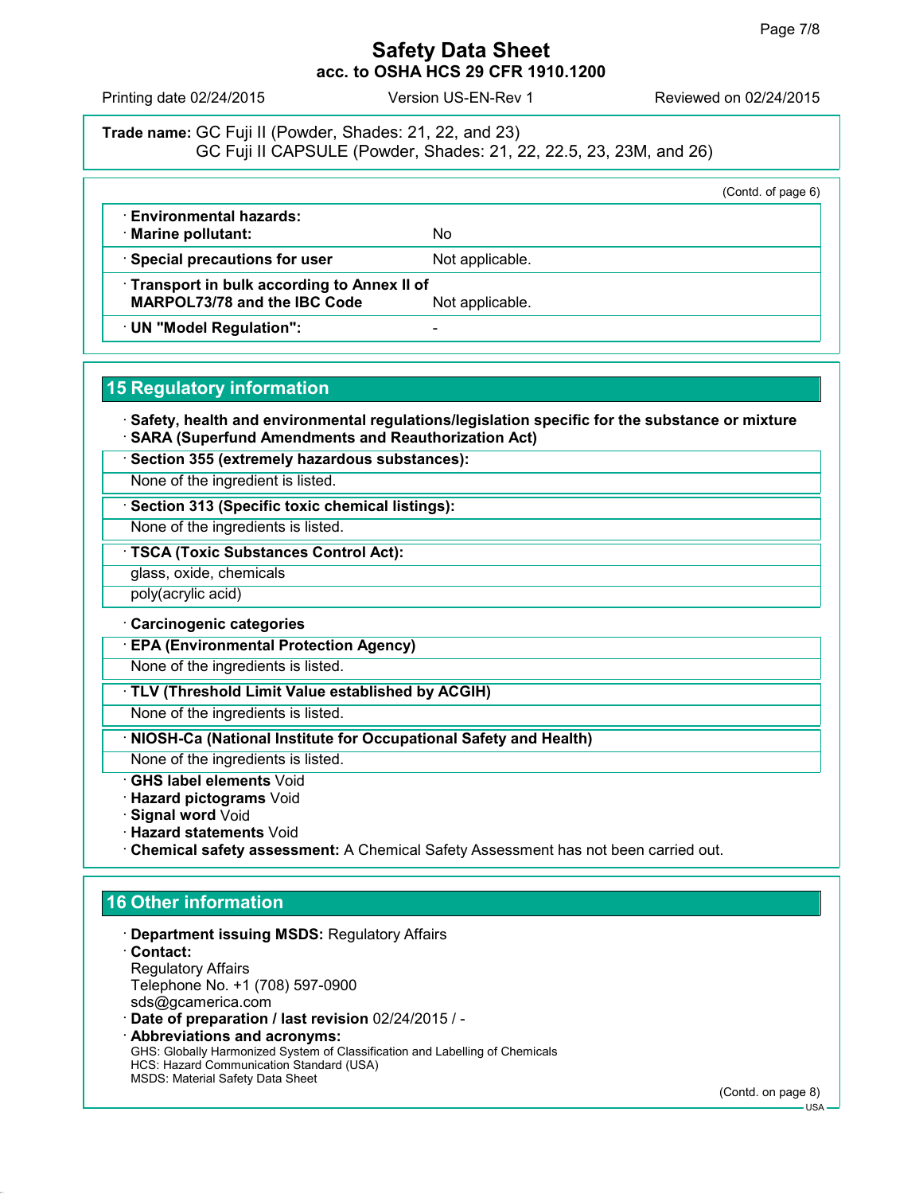**Trade name:** GC Fuji II (Powder, Shades: 21, 22, and 23)
GC Fuji II CAPSULE (Powder, Shades: 21, 22, 22.5, 23, 23M, and 26)

(Contd. of page 6)

| | |
|---|---|
| · **Environmental hazards:** | |
| · **Marine pollutant:** | No |
| · **Special precautions for user** | Not applicable. |
| · **Transport in bulk according to Annex II of MARPOL73/78 and the IBC Code** | Not applicable. |
| · **UN "Model Regulation":** | - |

## 15 Regulatory information

· **Safety, health and environmental regulations/legislation specific for the substance or mixture**
· **SARA (Superfund Amendments and Reauthorization Act)**

· **Section 355 (extremely hazardous substances):**

None of the ingredient is listed.

· **Section 313 (Specific toxic chemical listings):**

None of the ingredients is listed.

· **TSCA (Toxic Substances Control Act):**

glass, oxide, chemicals

poly(acrylic acid)

· **Carcinogenic categories**

· **EPA (Environmental Protection Agency)**

None of the ingredients is listed.

· **TLV (Threshold Limit Value established by ACGIH)**

None of the ingredients is listed.

· **NIOSH-Ca (National Institute for Occupational Safety and Health)**

None of the ingredients is listed.

· **GHS label elements** Void
· **Hazard pictograms** Void
· **Signal word** Void
· **Hazard statements** Void
· **Chemical safety assessment:** A Chemical Safety Assessment has not been carried out.

## 16 Other information

· **Department issuing MSDS:** Regulatory Affairs
· **Contact:**
Regulatory Affairs
Telephone No. +1 (708) 597-0900
sds@gcamerica.com
· **Date of preparation / last revision** 02/24/2015 / -
· **Abbreviations and acronyms:**
GHS: Globally Harmonized System of Classification and Labelling of Chemicals
HCS: Hazard Communication Standard (USA)
MSDS: Material Safety Data Sheet

(Contd. on page 8)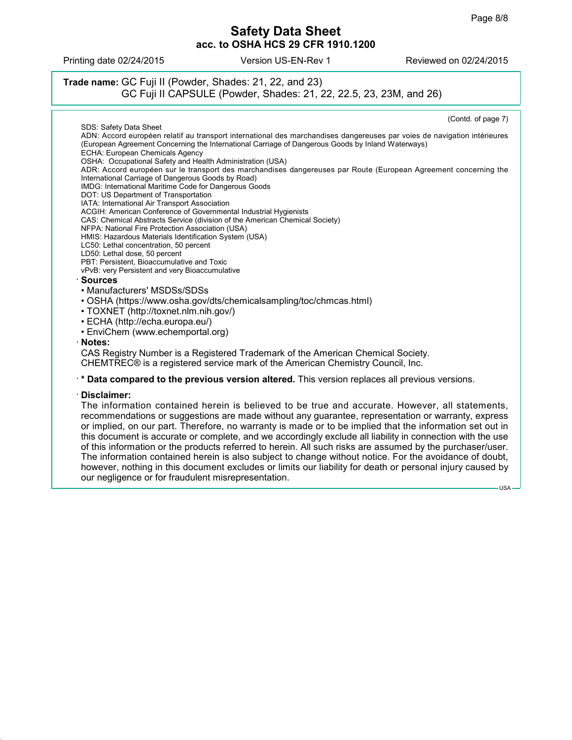(Contd. of page 7)

SDS: Safety Data Sheet
ADN: Accord européen relatif au transport international des marchandises dangereuses par voies de navigation intérieures (European Agreement Concerning the International Carriage of Dangerous Goods by Inland Waterways)
ECHA: European Chemicals Agency
OSHA: Occupational Safety and Health Administration (USA)
ADR: Accord européen sur le transport des marchandises dangereuses par Route (European Agreement concerning the International Carriage of Dangerous Goods by Road)
IMDG: International Maritime Code for Dangerous Goods
DOT: US Department of Transportation
IATA: International Air Transport Association
ACGIH: American Conference of Governmental Industrial Hygienists
CAS: Chemical Abstracts Service (division of the American Chemical Society)
NFPA: National Fire Protection Association (USA)
HMIS: Hazardous Materials Identification System (USA)
LC50: Lethal concentration, 50 percent
LD50: Lethal dose, 50 percent
PBT: Persistent, Bioaccumulative and Toxic
vPvB: very Persistent and very Bioaccumulative

· **Sources**

- Manufacturers' MSDSs/SDSs
- OSHA (https://www.osha.gov/dts/chemicalsampling/toc/chmcas.html)
- TOXNET (http://toxnet.nlm.nih.gov/)
- ECHA (http://echa.europa.eu/)
- EnviChem (www.echemportal.org)

· **Notes:**

CAS Registry Number is a Registered Trademark of the American Chemical Society.
CHEMTREC® is a registered service mark of the American Chemistry Council, Inc.

· **\* Data compared to the previous version altered.** This version replaces all previous versions.

· **Disclaimer:**

The information contained herein is believed to be true and accurate. However, all statements, recommendations or suggestions are made without any guarantee, representation or warranty, express or implied, on our part. Therefore, no warranty is made or to be implied that the information set out in this document is accurate or complete, and we accordingly exclude all liability in connection with the use of this information or the products referred to herein. All such risks are assumed by the purchaser/user. The information contained herein is also subject to change without notice. For the avoidance of doubt, however, nothing in this document excludes or limits our liability for death or personal injury caused by our negligence or for fraudulent misrepresentation.